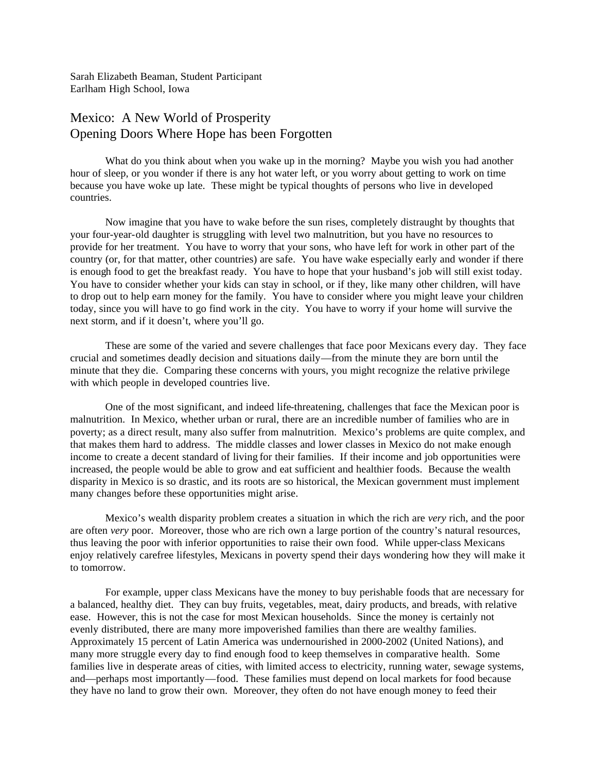Sarah Elizabeth Beaman, Student Participant
Earlham High School, Iowa

# Mexico: A New World of Prosperity
## Opening Doors Where Hope has been Forgotten

What do you think about when you wake up in the morning? Maybe you wish you had another hour of sleep, or you wonder if there is any hot water left, or you worry about getting to work on time because you have woke up late. These might be typical thoughts of persons who live in developed countries.

Now imagine that you have to wake before the sun rises, completely distraught by thoughts that your four-year-old daughter is struggling with level two malnutrition, but you have no resources to provide for her treatment. You have to worry that your sons, who have left for work in other part of the country (or, for that matter, other countries) are safe. You have wake especially early and wonder if there is enough food to get the breakfast ready. You have to hope that your husband's job will still exist today. You have to consider whether your kids can stay in school, or if they, like many other children, will have to drop out to help earn money for the family. You have to consider where you might leave your children today, since you will have to go find work in the city. You have to worry if your home will survive the next storm, and if it doesn't, where you'll go.

These are some of the varied and severe challenges that face poor Mexicans every day. They face crucial and sometimes deadly decision and situations daily—from the minute they are born until the minute that they die. Comparing these concerns with yours, you might recognize the relative privilege with which people in developed countries live.

One of the most significant, and indeed life-threatening, challenges that face the Mexican poor is malnutrition. In Mexico, whether urban or rural, there are an incredible number of families who are in poverty; as a direct result, many also suffer from malnutrition. Mexico's problems are quite complex, and that makes them hard to address. The middle classes and lower classes in Mexico do not make enough income to create a decent standard of living for their families. If their income and job opportunities were increased, the people would be able to grow and eat sufficient and healthier foods. Because the wealth disparity in Mexico is so drastic, and its roots are so historical, the Mexican government must implement many changes before these opportunities might arise.

Mexico's wealth disparity problem creates a situation in which the rich are *very* rich, and the poor are often *very* poor. Moreover, those who are rich own a large portion of the country's natural resources, thus leaving the poor with inferior opportunities to raise their own food. While upper-class Mexicans enjoy relatively carefree lifestyles, Mexicans in poverty spend their days wondering how they will make it to tomorrow.

For example, upper class Mexicans have the money to buy perishable foods that are necessary for a balanced, healthy diet. They can buy fruits, vegetables, meat, dairy products, and breads, with relative ease. However, this is not the case for most Mexican households. Since the money is certainly not evenly distributed, there are many more impoverished families than there are wealthy families. Approximately 15 percent of Latin America was undernourished in 2000-2002 (United Nations), and many more struggle every day to find enough food to keep themselves in comparative health. Some families live in desperate areas of cities, with limited access to electricity, running water, sewage systems, and—perhaps most importantly—food. These families must depend on local markets for food because they have no land to grow their own. Moreover, they often do not have enough money to feed their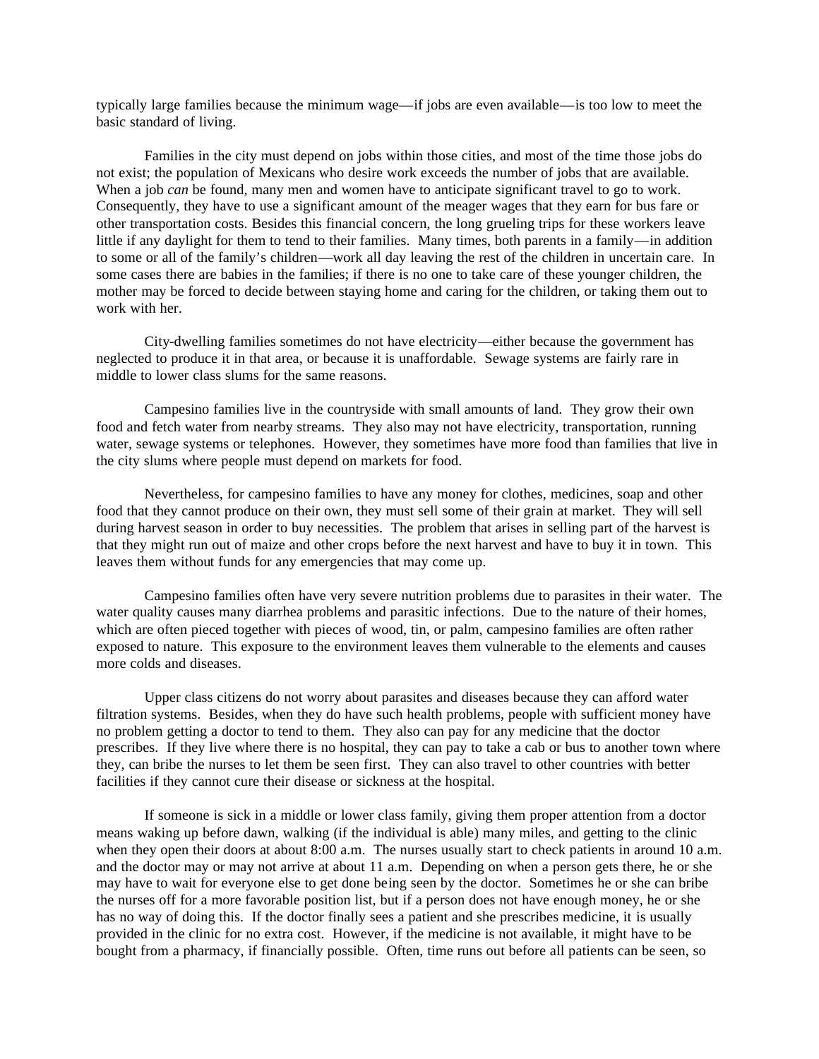typically large families because the minimum wage—if jobs are even available—is too low to meet the basic standard of living.

Families in the city must depend on jobs within those cities, and most of the time those jobs do not exist; the population of Mexicans who desire work exceeds the number of jobs that are available. When a job *can* be found, many men and women have to anticipate significant travel to go to work. Consequently, they have to use a significant amount of the meager wages that they earn for bus fare or other transportation costs. Besides this financial concern, the long grueling trips for these workers leave little if any daylight for them to tend to their families. Many times, both parents in a family—in addition to some or all of the family's children—work all day leaving the rest of the children in uncertain care. In some cases there are babies in the families; if there is no one to take care of these younger children, the mother may be forced to decide between staying home and caring for the children, or taking them out to work with her.

City-dwelling families sometimes do not have electricity—either because the government has neglected to produce it in that area, or because it is unaffordable. Sewage systems are fairly rare in middle to lower class slums for the same reasons.

Campesino families live in the countryside with small amounts of land. They grow their own food and fetch water from nearby streams. They also may not have electricity, transportation, running water, sewage systems or telephones. However, they sometimes have more food than families that live in the city slums where people must depend on markets for food.

Nevertheless, for campesino families to have any money for clothes, medicines, soap and other food that they cannot produce on their own, they must sell some of their grain at market. They will sell during harvest season in order to buy necessities. The problem that arises in selling part of the harvest is that they might run out of maize and other crops before the next harvest and have to buy it in town. This leaves them without funds for any emergencies that may come up.

Campesino families often have very severe nutrition problems due to parasites in their water. The water quality causes many diarrhea problems and parasitic infections. Due to the nature of their homes, which are often pieced together with pieces of wood, tin, or palm, campesino families are often rather exposed to nature. This exposure to the environment leaves them vulnerable to the elements and causes more colds and diseases.

Upper class citizens do not worry about parasites and diseases because they can afford water filtration systems. Besides, when they do have such health problems, people with sufficient money have no problem getting a doctor to tend to them. They also can pay for any medicine that the doctor prescribes. If they live where there is no hospital, they can pay to take a cab or bus to another town where they, can bribe the nurses to let them be seen first. They can also travel to other countries with better facilities if they cannot cure their disease or sickness at the hospital.

If someone is sick in a middle or lower class family, giving them proper attention from a doctor means waking up before dawn, walking (if the individual is able) many miles, and getting to the clinic when they open their doors at about 8:00 a.m. The nurses usually start to check patients in around 10 a.m. and the doctor may or may not arrive at about 11 a.m. Depending on when a person gets there, he or she may have to wait for everyone else to get done being seen by the doctor. Sometimes he or she can bribe the nurses off for a more favorable position list, but if a person does not have enough money, he or she has no way of doing this. If the doctor finally sees a patient and she prescribes medicine, it is usually provided in the clinic for no extra cost. However, if the medicine is not available, it might have to be bought from a pharmacy, if financially possible. Often, time runs out before all patients can be seen, so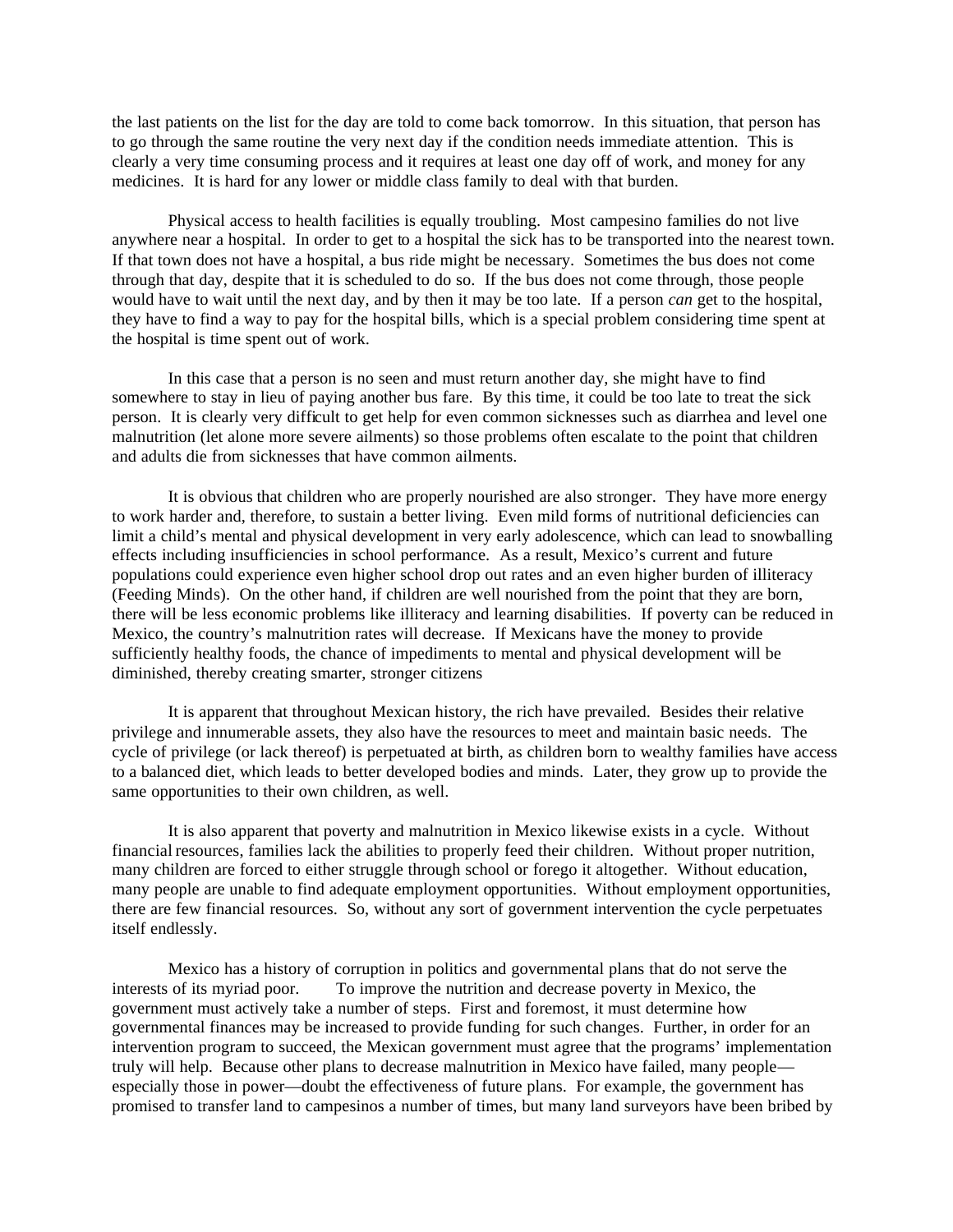the last patients on the list for the day are told to come back tomorrow. In this situation, that person has to go through the same routine the very next day if the condition needs immediate attention. This is clearly a very time consuming process and it requires at least one day off of work, and money for any medicines. It is hard for any lower or middle class family to deal with that burden.

Physical access to health facilities is equally troubling. Most campesino families do not live anywhere near a hospital. In order to get to a hospital the sick has to be transported into the nearest town. If that town does not have a hospital, a bus ride might be necessary. Sometimes the bus does not come through that day, despite that it is scheduled to do so. If the bus does not come through, those people would have to wait until the next day, and by then it may be too late. If a person *can* get to the hospital, they have to find a way to pay for the hospital bills, which is a special problem considering time spent at the hospital is time spent out of work.

In this case that a person is no seen and must return another day, she might have to find somewhere to stay in lieu of paying another bus fare. By this time, it could be too late to treat the sick person. It is clearly very difficult to get help for even common sicknesses such as diarrhea and level one malnutrition (let alone more severe ailments) so those problems often escalate to the point that children and adults die from sicknesses that have common ailments.

It is obvious that children who are properly nourished are also stronger. They have more energy to work harder and, therefore, to sustain a better living. Even mild forms of nutritional deficiencies can limit a child's mental and physical development in very early adolescence, which can lead to snowballing effects including insufficiencies in school performance. As a result, Mexico's current and future populations could experience even higher school drop out rates and an even higher burden of illiteracy (Feeding Minds). On the other hand, if children are well nourished from the point that they are born, there will be less economic problems like illiteracy and learning disabilities. If poverty can be reduced in Mexico, the country's malnutrition rates will decrease. If Mexicans have the money to provide sufficiently healthy foods, the chance of impediments to mental and physical development will be diminished, thereby creating smarter, stronger citizens

It is apparent that throughout Mexican history, the rich have prevailed. Besides their relative privilege and innumerable assets, they also have the resources to meet and maintain basic needs. The cycle of privilege (or lack thereof) is perpetuated at birth, as children born to wealthy families have access to a balanced diet, which leads to better developed bodies and minds. Later, they grow up to provide the same opportunities to their own children, as well.

It is also apparent that poverty and malnutrition in Mexico likewise exists in a cycle. Without financial resources, families lack the abilities to properly feed their children. Without proper nutrition, many children are forced to either struggle through school or forego it altogether. Without education, many people are unable to find adequate employment opportunities. Without employment opportunities, there are few financial resources. So, without any sort of government intervention the cycle perpetuates itself endlessly.

Mexico has a history of corruption in politics and governmental plans that do not serve the interests of its myriad poor. To improve the nutrition and decrease poverty in Mexico, the government must actively take a number of steps. First and foremost, it must determine how governmental finances may be increased to provide funding for such changes. Further, in order for an intervention program to succeed, the Mexican government must agree that the programs' implementation truly will help. Because other plans to decrease malnutrition in Mexico have failed, many people—especially those in power—doubt the effectiveness of future plans. For example, the government has promised to transfer land to campesinos a number of times, but many land surveyors have been bribed by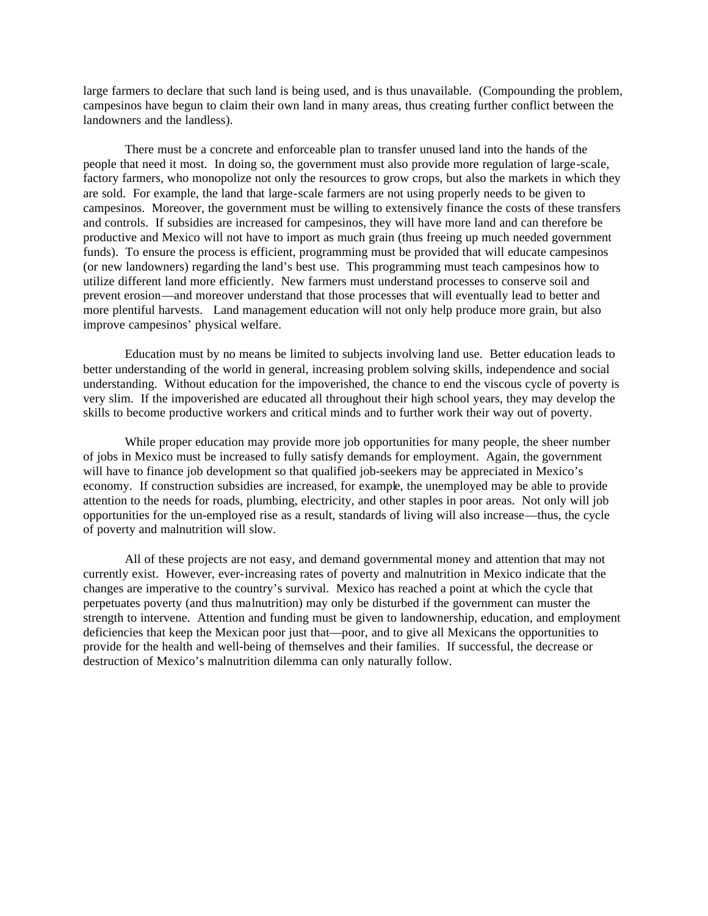large farmers to declare that such land is being used, and is thus unavailable. (Compounding the problem, campesinos have begun to claim their own land in many areas, thus creating further conflict between the landowners and the landless).

There must be a concrete and enforceable plan to transfer unused land into the hands of the people that need it most. In doing so, the government must also provide more regulation of large-scale, factory farmers, who monopolize not only the resources to grow crops, but also the markets in which they are sold. For example, the land that large-scale farmers are not using properly needs to be given to campesinos. Moreover, the government must be willing to extensively finance the costs of these transfers and controls. If subsidies are increased for campesinos, they will have more land and can therefore be productive and Mexico will not have to import as much grain (thus freeing up much needed government funds). To ensure the process is efficient, programming must be provided that will educate campesinos (or new landowners) regarding the land's best use. This programming must teach campesinos how to utilize different land more efficiently. New farmers must understand processes to conserve soil and prevent erosion—and moreover understand that those processes that will eventually lead to better and more plentiful harvests. Land management education will not only help produce more grain, but also improve campesinos' physical welfare.

Education must by no means be limited to subjects involving land use. Better education leads to better understanding of the world in general, increasing problem solving skills, independence and social understanding. Without education for the impoverished, the chance to end the viscous cycle of poverty is very slim. If the impoverished are educated all throughout their high school years, they may develop the skills to become productive workers and critical minds and to further work their way out of poverty.

While proper education may provide more job opportunities for many people, the sheer number of jobs in Mexico must be increased to fully satisfy demands for employment. Again, the government will have to finance job development so that qualified job-seekers may be appreciated in Mexico's economy. If construction subsidies are increased, for example, the unemployed may be able to provide attention to the needs for roads, plumbing, electricity, and other staples in poor areas. Not only will job opportunities for the un-employed rise as a result, standards of living will also increase—thus, the cycle of poverty and malnutrition will slow.

All of these projects are not easy, and demand governmental money and attention that may not currently exist. However, ever-increasing rates of poverty and malnutrition in Mexico indicate that the changes are imperative to the country's survival. Mexico has reached a point at which the cycle that perpetuates poverty (and thus malnutrition) may only be disturbed if the government can muster the strength to intervene. Attention and funding must be given to landownership, education, and employment deficiencies that keep the Mexican poor just that—poor, and to give all Mexicans the opportunities to provide for the health and well-being of themselves and their families. If successful, the decrease or destruction of Mexico's malnutrition dilemma can only naturally follow.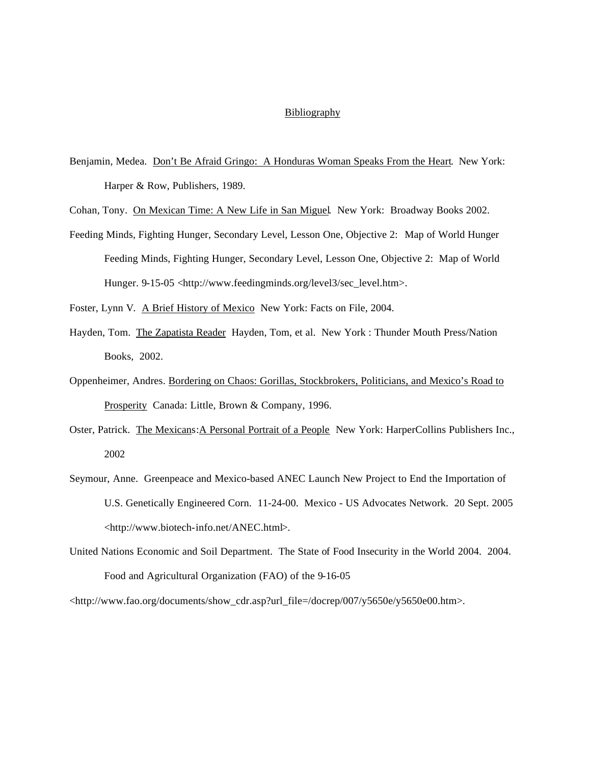# Bibliography

Benjamin, Medea. Don't Be Afraid Gringo: A Honduras Woman Speaks From the Heart. New York: Harper & Row, Publishers, 1989.

Cohan, Tony. On Mexican Time: A New Life in San Miguel. New York: Broadway Books 2002.

Feeding Minds, Fighting Hunger, Secondary Level, Lesson One, Objective 2: Map of World Hunger Feeding Minds, Fighting Hunger, Secondary Level, Lesson One, Objective 2: Map of World Hunger. 9-15-05 <http://www.feedingminds.org/level3/sec_level.htm>.

Foster, Lynn V. A Brief History of Mexico New York: Facts on File, 2004.

Hayden, Tom. The Zapatista Reader Hayden, Tom, et al. New York : Thunder Mouth Press/Nation Books, 2002.

Oppenheimer, Andres. Bordering on Chaos: Gorillas, Stockbrokers, Politicians, and Mexico's Road to Prosperity Canada: Little, Brown & Company, 1996.

Oster, Patrick. The Mexicans:A Personal Portrait of a People New York: HarperCollins Publishers Inc., 2002

Seymour, Anne. Greenpeace and Mexico-based ANEC Launch New Project to End the Importation of U.S. Genetically Engineered Corn. 11-24-00. Mexico - US Advocates Network. 20 Sept. 2005 <http://www.biotech-info.net/ANEC.html>.

United Nations Economic and Soil Department. The State of Food Insecurity in the World 2004. 2004. Food and Agricultural Organization (FAO) of the 9-16-05 <http://www.fao.org/documents/show_cdr.asp?url_file=/docrep/007/y5650e/y5650e00.htm>.